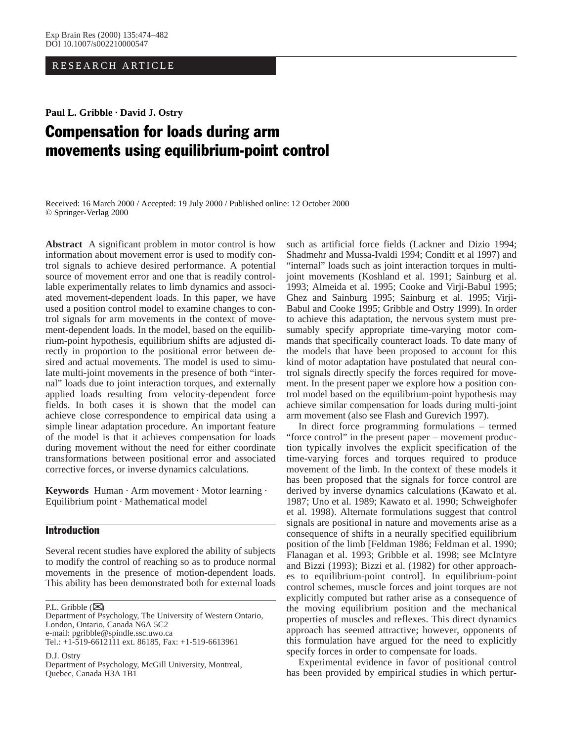RESEARCH ARTICLE

**Paul L. Gribble · David J. Ostry**

# Compensation for loads during arm movements using equilibrium-point control

Received: 16 March 2000 / Accepted: 19 July 2000 / Published online: 12 October 2000
© Springer-Verlag 2000

**Abstract** A significant problem in motor control is how information about movement error is used to modify control signals to achieve desired performance. A potential source of movement error and one that is readily controllable experimentally relates to limb dynamics and associated movement-dependent loads. In this paper, we have used a position control model to examine changes to control signals for arm movements in the context of movement-dependent loads. In the model, based on the equilibrium-point hypothesis, equilibrium shifts are adjusted directly in proportion to the positional error between desired and actual movements. The model is used to simulate multi-joint movements in the presence of both "internal" loads due to joint interaction torques, and externally applied loads resulting from velocity-dependent force fields. In both cases it is shown that the model can achieve close correspondence to empirical data using a simple linear adaptation procedure. An important feature of the model is that it achieves compensation for loads during movement without the need for either coordinate transformations between positional error and associated corrective forces, or inverse dynamics calculations.

**Keywords** Human · Arm movement · Motor learning · Equilibrium point · Mathematical model

## Introduction

Several recent studies have explored the ability of subjects to modify the control of reaching so as to produce normal movements in the presence of motion-dependent loads. This ability has been demonstrated both for external loads such as artificial force fields (Lackner and Dizio 1994; Shadmehr and Mussa-Ivaldi 1994; Conditt et al 1997) and "internal" loads such as joint interaction torques in multi-joint movements (Koshland et al. 1991; Sainburg et al. 1993; Almeida et al. 1995; Cooke and Virji-Babul 1995; Ghez and Sainburg 1995; Sainburg et al. 1995; Virji-Babul and Cooke 1995; Gribble and Ostry 1999). In order to achieve this adaptation, the nervous system must presumably specify appropriate time-varying motor commands that specifically counteract loads. To date many of the models that have been proposed to account for this kind of motor adaptation have postulated that neural control signals directly specify the forces required for movement. In the present paper we explore how a position control model based on the equilibrium-point hypothesis may achieve similar compensation for loads during multi-joint arm movement (also see Flash and Gurevich 1997).

In direct force programming formulations – termed "force control" in the present paper – movement production typically involves the explicit specification of the time-varying forces and torques required to produce movement of the limb. In the context of these models it has been proposed that the signals for force control are derived by inverse dynamics calculations (Kawato et al. 1987; Uno et al. 1989; Kawato et al. 1990; Schweighofer et al. 1998). Alternate formulations suggest that control signals are positional in nature and movements arise as a consequence of shifts in a neurally specified equilibrium position of the limb [Feldman 1986; Feldman et al. 1990; Flanagan et al. 1993; Gribble et al. 1998; see McIntyre and Bizzi (1993); Bizzi et al. (1982) for other approaches to equilibrium-point control]. In equilibrium-point control schemes, muscle forces and joint torques are not explicitly computed but rather arise as a consequence of the moving equilibrium position and the mechanical properties of muscles and reflexes. This direct dynamics approach has seemed attractive; however, opponents of this formulation have argued for the need to explicitly specify forces in order to compensate for loads.

Experimental evidence in favor of positional control has been provided by empirical studies in which pertur-

P.L. Gribble (✉)
Department of Psychology, The University of Western Ontario, London, Ontario, Canada N6A 5C2
e-mail: pgribble@spindle.ssc.uwo.ca
Tel.: +1-519-6612111 ext. 86185, Fax: +1-519-6613961

D.J. Ostry
Department of Psychology, McGill University, Montreal, Quebec, Canada H3A 1B1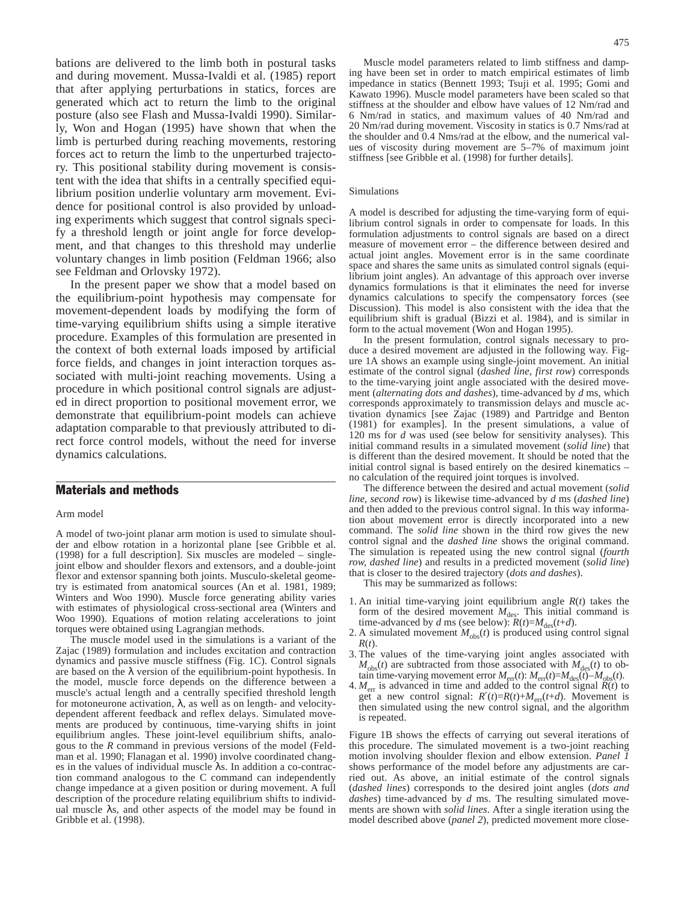bations are delivered to the limb both in postural tasks and during movement. Mussa-Ivaldi et al. (1985) report that after applying perturbations in statics, forces are generated which act to return the limb to the original posture (also see Flash and Mussa-Ivaldi 1990). Similarly, Won and Hogan (1995) have shown that when the limb is perturbed during reaching movements, restoring forces act to return the limb to the unperturbed trajectory. This positional stability during movement is consistent with the idea that shifts in a centrally specified equilibrium position underlie voluntary arm movement. Evidence for positional control is also provided by unloading experiments which suggest that control signals specify a threshold length or joint angle for force development, and that changes to this threshold may underlie voluntary changes in limb position (Feldman 1966; also see Feldman and Orlovsky 1972).

In the present paper we show that a model based on the equilibrium-point hypothesis may compensate for movement-dependent loads by modifying the form of time-varying equilibrium shifts using a simple iterative procedure. Examples of this formulation are presented in the context of both external loads imposed by artificial force fields, and changes in joint interaction torques associated with multi-joint reaching movements. Using a procedure in which positional control signals are adjusted in direct proportion to positional movement error, we demonstrate that equilibrium-point models can achieve adaptation comparable to that previously attributed to direct force control models, without the need for inverse dynamics calculations.

## Materials and methods

### Arm model

A model of two-joint planar arm motion is used to simulate shoulder and elbow rotation in a horizontal plane [see Gribble et al. (1998) for a full description]. Six muscles are modeled – single-joint elbow and shoulder flexors and extensors, and a double-joint flexor and extensor spanning both joints. Musculo-skeletal geometry is estimated from anatomical sources (An et al. 1981, 1989; Winters and Woo 1990). Muscle force generating ability varies with estimates of physiological cross-sectional area (Winters and Woo 1990). Equations of motion relating accelerations to joint torques were obtained using Lagrangian methods.

The muscle model used in the simulations is a variant of the Zajac (1989) formulation and includes excitation and contraction dynamics and passive muscle stiffness (Fig. 1C). Control signals are based on the $\lambda$ version of the equilibrium-point hypothesis. In the model, muscle force depends on the difference between a muscle's actual length and a centrally specified threshold length for motoneurone activation, $\lambda$, as well as on length- and velocity-dependent afferent feedback and reflex delays. Simulated movements are produced by continuous, time-varying shifts in joint equilibrium angles. These joint-level equilibrium shifts, analogous to the *R* command in previous versions of the model (Feldman et al. 1990; Flanagan et al. 1990) involve coordinated changes in the values of individual muscle $\lambda$s. In addition a co-contraction command analogous to the C command can independently change impedance at a given position or during movement. A full description of the procedure relating equilibrium shifts to individual muscle $\lambda$s, and other aspects of the model may be found in Gribble et al. (1998).

Muscle model parameters related to limb stiffness and damping have been set in order to match empirical estimates of limb impedance in statics (Bennett 1993; Tsuji et al. 1995; Gomi and Kawato 1996). Muscle model parameters have been scaled so that stiffness at the shoulder and elbow have values of 12 Nm/rad and 6 Nm/rad in statics, and maximum values of 40 Nm/rad and 20 Nm/rad during movement. Viscosity in statics is 0.7 Nms/rad at the shoulder and 0.4 Nms/rad at the elbow, and the numerical values of viscosity during movement are 5–7% of maximum joint stiffness [see Gribble et al. (1998) for further details].

### Simulations

A model is described for adjusting the time-varying form of equilibrium control signals in order to compensate for loads. In this formulation adjustments to control signals are based on a direct measure of movement error – the difference between desired and actual joint angles. Movement error is in the same coordinate space and shares the same units as simulated control signals (equilibrium joint angles). An advantage of this approach over inverse dynamics formulations is that it eliminates the need for inverse dynamics calculations to specify the compensatory forces (see Discussion). This model is also consistent with the idea that the equilibrium shift is gradual (Bizzi et al. 1984), and is similar in form to the actual movement (Won and Hogan 1995).

In the present formulation, control signals necessary to produce a desired movement are adjusted in the following way. Figure 1A shows an example using single-joint movement. An initial estimate of the control signal (*dashed line, first row*) corresponds to the time-varying joint angle associated with the desired movement (*alternating dots and dashes*), time-advanced by *d* ms, which corresponds approximately to transmission delays and muscle activation dynamics [see Zajac (1989) and Partridge and Benton (1981) for examples]. In the present simulations, a value of 120 ms for *d* was used (see below for sensitivity analyses). This initial command results in a simulated movement (*solid line*) that is different than the desired movement. It should be noted that the initial control signal is based entirely on the desired kinematics – no calculation of the required joint torques is involved.

The difference between the desired and actual movement (*solid line, second row*) is likewise time-advanced by *d* ms (*dashed line*) and then added to the previous control signal. In this way information about movement error is directly incorporated into a new command. The *solid line* shown in the third row gives the new control signal and the *dashed line* shows the original command. The simulation is repeated using the new control signal (*fourth row, dashed line*) and results in a predicted movement (*solid line*) that is closer to the desired trajectory (*dots and dashes*).

This may be summarized as follows:

1. An initial time-varying joint equilibrium angle $R(t)$ takes the form of the desired movement $M_{des}$. This initial command is time-advanced by *d* ms (see below): $R(t)=M_{des}(t+d)$.
2. A simulated movement $M_{obs}(t)$ is produced using control signal $R(t)$.
3. The values of the time-varying joint angles associated with $M_{obs}(t)$ are subtracted from those associated with $M_{des}(t)$ to obtain time-varying movement error $M_{err}(t)$: $M_{err}(t)=M_{des}(t)–M_{obs}(t)$.
4. $M_{err}$ is advanced in time and added to the control signal $R(t)$ to get a new control signal: $R'(t)=R(t)+M_{err}(t+d)$. Movement is then simulated using the new control signal, and the algorithm is repeated.

Figure 1B shows the effects of carrying out several iterations of this procedure. The simulated movement is a two-joint reaching motion involving shoulder flexion and elbow extension. *Panel 1* shows performance of the model before any adjustments are carried out. As above, an initial estimate of the control signals (*dashed lines*) corresponds to the desired joint angles (*dots and dashes*) time-advanced by *d* ms. The resulting simulated movements are shown with *solid lines*. After a single iteration using the model described above (*panel 2*), predicted movement more close-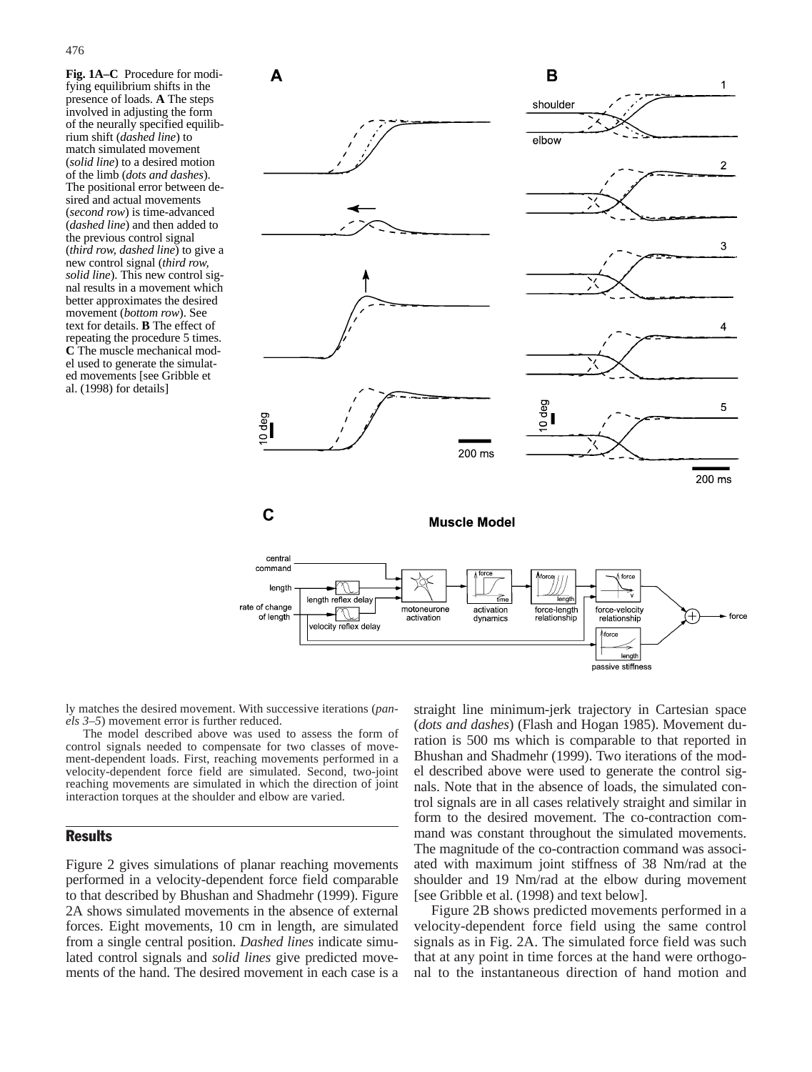**Fig. 1A–C** Procedure for modifying equilibrium shifts in the presence of loads. **A** The steps involved in adjusting the form of the neurally specified equilibrium shift (*dashed line*) to match simulated movement (*solid line*) to a desired motion of the limb (*dots and dashes*). The positional error between desired and actual movements (*second row*) is time-advanced (*dashed line*) and then added to the previous control signal (*third row, dashed line*) to give a new control signal (*third row, solid line*). This new control signal results in a movement which better approximates the desired movement (*bottom row*). See text for details. **B** The effect of repeating the procedure 5 times. **C** The muscle mechanical model used to generate the simulated movements [see Gribble et al. (1998) for details]

ly matches the desired movement. With successive iterations (*panels 3–5*) movement error is further reduced.

The model described above was used to assess the form of control signals needed to compensate for two classes of movement-dependent loads. First, reaching movements performed in a velocity-dependent force field are simulated. Second, two-joint reaching movements are simulated in which the direction of joint interaction torques at the shoulder and elbow are varied.

## Results

Figure 2 gives simulations of planar reaching movements performed in a velocity-dependent force field comparable to that described by Bhushan and Shadmehr (1999). Figure 2A shows simulated movements in the absence of external forces. Eight movements, 10 cm in length, are simulated from a single central position. *Dashed lines* indicate simulated control signals and *solid lines* give predicted movements of the hand. The desired movement in each case is a straight line minimum-jerk trajectory in Cartesian space (*dots and dashes*) (Flash and Hogan 1985). Movement duration is 500 ms which is comparable to that reported in Bhushan and Shadmehr (1999). Two iterations of the model described above were used to generate the control signals. Note that in the absence of loads, the simulated control signals are in all cases relatively straight and similar in form to the desired movement. The co-contraction command was constant throughout the simulated movements. The magnitude of the co-contraction command was associated with maximum joint stiffness of 38 Nm/rad at the shoulder and 19 Nm/rad at the elbow during movement [see Gribble et al. (1998) and text below].

Figure 2B shows predicted movements performed in a velocity-dependent force field using the same control signals as in Fig. 2A. The simulated force field was such that at any point in time forces at the hand were orthogonal to the instantaneous direction of hand motion and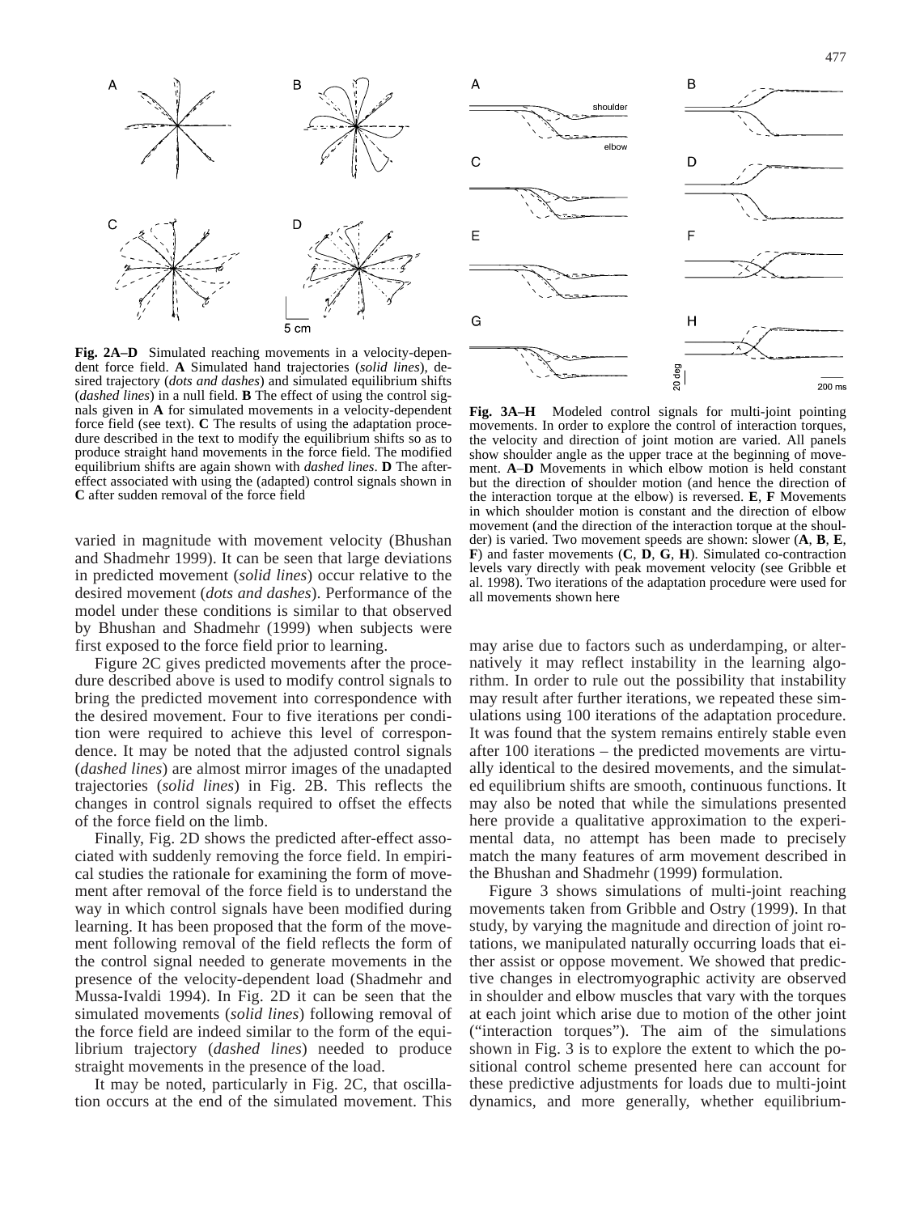**Fig. 2A–D** Simulated reaching movements in a velocity-dependent force field. **A** Simulated hand trajectories (*solid lines*), desired trajectory (*dots and dashes*) and simulated equilibrium shifts (*dashed lines*) in a null field. **B** The effect of using the control signals given in **A** for simulated movements in a velocity-dependent force field (see text). **C** The results of using the adaptation procedure described in the text to modify the equilibrium shifts so as to produce straight hand movements in the force field. The modified equilibrium shifts are again shown with *dashed lines*. **D** The after-effect associated with using the (adapted) control signals shown in **C** after sudden removal of the force field

**Fig. 3A–H** Modeled control signals for multi-joint pointing movements. In order to explore the control of interaction torques, the velocity and direction of joint motion are varied. All panels show shoulder angle as the upper trace at the beginning of movement. **A**–**D** Movements in which elbow motion is held constant but the direction of shoulder motion (and hence the direction of the interaction torque at the elbow) is reversed. **E**, **F** Movements in which shoulder motion is constant and the direction of elbow movement (and the direction of the interaction torque at the shoulder) is varied. Two movement speeds are shown: slower (**A**, **B**, **E**, **F**) and faster movements (**C**, **D**, **G**, **H**). Simulated co-contraction levels vary directly with peak movement velocity (see Gribble et al. 1998). Two iterations of the adaptation procedure were used for all movements shown here

varied in magnitude with movement velocity (Bhushan and Shadmehr 1999). It can be seen that large deviations in predicted movement (*solid lines*) occur relative to the desired movement (*dots and dashes*). Performance of the model under these conditions is similar to that observed by Bhushan and Shadmehr (1999) when subjects were first exposed to the force field prior to learning.

Figure 2C gives predicted movements after the procedure described above is used to modify control signals to bring the predicted movement into correspondence with the desired movement. Four to five iterations per condition were required to achieve this level of correspondence. It may be noted that the adjusted control signals (*dashed lines*) are almost mirror images of the unadapted trajectories (*solid lines*) in Fig. 2B. This reflects the changes in control signals required to offset the effects of the force field on the limb.

Finally, Fig. 2D shows the predicted after-effect associated with suddenly removing the force field. In empirical studies the rationale for examining the form of movement after removal of the force field is to understand the way in which control signals have been modified during learning. It has been proposed that the form of the movement following removal of the field reflects the form of the control signal needed to generate movements in the presence of the velocity-dependent load (Shadmehr and Mussa-Ivaldi 1994). In Fig. 2D it can be seen that the simulated movements (*solid lines*) following removal of the force field are indeed similar to the form of the equilibrium trajectory (*dashed lines*) needed to produce straight movements in the presence of the load.

It may be noted, particularly in Fig. 2C, that oscillation occurs at the end of the simulated movement. This may arise due to factors such as underdamping, or alternatively it may reflect instability in the learning algorithm. In order to rule out the possibility that instability may result after further iterations, we repeated these simulations using 100 iterations of the adaptation procedure. It was found that the system remains entirely stable even after 100 iterations – the predicted movements are virtually identical to the desired movements, and the simulated equilibrium shifts are smooth, continuous functions. It may also be noted that while the simulations presented here provide a qualitative approximation to the experimental data, no attempt has been made to precisely match the many features of arm movement described in the Bhushan and Shadmehr (1999) formulation.

Figure 3 shows simulations of multi-joint reaching movements taken from Gribble and Ostry (1999). In that study, by varying the magnitude and direction of joint rotations, we manipulated naturally occurring loads that either assist or oppose movement. We showed that predictive changes in electromyographic activity are observed in shoulder and elbow muscles that vary with the torques at each joint which arise due to motion of the other joint ("interaction torques"). The aim of the simulations shown in Fig. 3 is to explore the extent to which the positional control scheme presented here can account for these predictive adjustments for loads due to multi-joint dynamics, and more generally, whether equilibrium-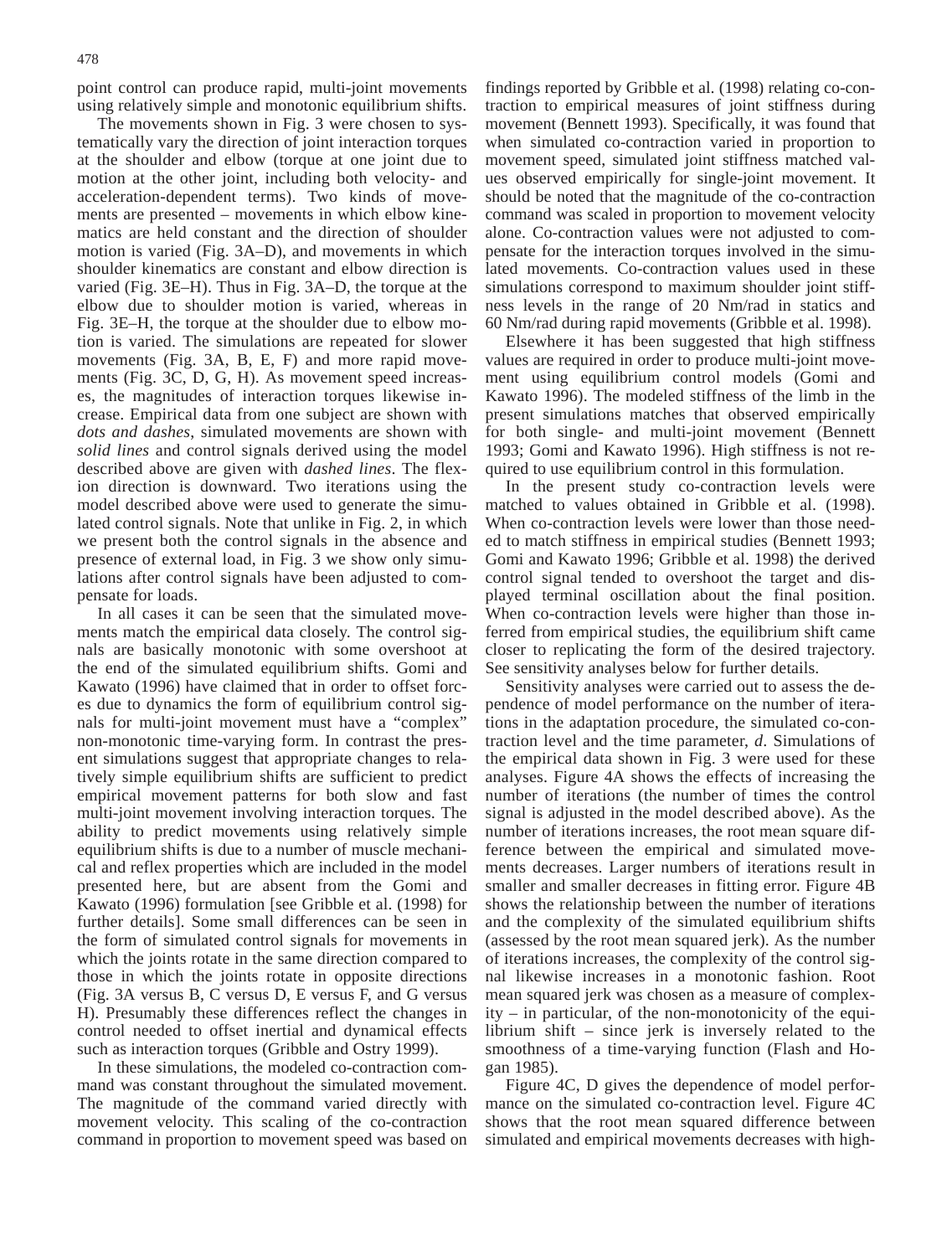point control can produce rapid, multi-joint movements using relatively simple and monotonic equilibrium shifts.

The movements shown in Fig. 3 were chosen to systematically vary the direction of joint interaction torques at the shoulder and elbow (torque at one joint due to motion at the other joint, including both velocity- and acceleration-dependent terms). Two kinds of movements are presented – movements in which elbow kinematics are held constant and the direction of shoulder motion is varied (Fig. 3A–D), and movements in which shoulder kinematics are constant and elbow direction is varied (Fig. 3E–H). Thus in Fig. 3A–D, the torque at the elbow due to shoulder motion is varied, whereas in Fig. 3E–H, the torque at the shoulder due to elbow motion is varied. The simulations are repeated for slower movements (Fig. 3A, B, E, F) and more rapid movements (Fig. 3C, D, G, H). As movement speed increases, the magnitudes of interaction torques likewise increase. Empirical data from one subject are shown with *dots and dashes*, simulated movements are shown with *solid lines* and control signals derived using the model described above are given with *dashed lines*. The flexion direction is downward. Two iterations using the model described above were used to generate the simulated control signals. Note that unlike in Fig. 2, in which we present both the control signals in the absence and presence of external load, in Fig. 3 we show only simulations after control signals have been adjusted to compensate for loads.

In all cases it can be seen that the simulated movements match the empirical data closely. The control signals are basically monotonic with some overshoot at the end of the simulated equilibrium shifts. Gomi and Kawato (1996) have claimed that in order to offset forces due to dynamics the form of equilibrium control signals for multi-joint movement must have a "complex" non-monotonic time-varying form. In contrast the present simulations suggest that appropriate changes to relatively simple equilibrium shifts are sufficient to predict empirical movement patterns for both slow and fast multi-joint movement involving interaction torques. The ability to predict movements using relatively simple equilibrium shifts is due to a number of muscle mechanical and reflex properties which are included in the model presented here, but are absent from the Gomi and Kawato (1996) formulation [see Gribble et al. (1998) for further details]. Some small differences can be seen in the form of simulated control signals for movements in which the joints rotate in the same direction compared to those in which the joints rotate in opposite directions (Fig. 3A versus B, C versus D, E versus F, and G versus H). Presumably these differences reflect the changes in control needed to offset inertial and dynamical effects such as interaction torques (Gribble and Ostry 1999).

In these simulations, the modeled co-contraction command was constant throughout the simulated movement. The magnitude of the command varied directly with movement velocity. This scaling of the co-contraction command in proportion to movement speed was based on findings reported by Gribble et al. (1998) relating co-contraction to empirical measures of joint stiffness during movement (Bennett 1993). Specifically, it was found that when simulated co-contraction varied in proportion to movement speed, simulated joint stiffness matched values observed empirically for single-joint movement. It should be noted that the magnitude of the co-contraction command was scaled in proportion to movement velocity alone. Co-contraction values were not adjusted to compensate for the interaction torques involved in the simulated movements. Co-contraction values used in these simulations correspond to maximum shoulder joint stiffness levels in the range of 20 Nm/rad in statics and 60 Nm/rad during rapid movements (Gribble et al. 1998).

Elsewhere it has been suggested that high stiffness values are required in order to produce multi-joint movement using equilibrium control models (Gomi and Kawato 1996). The modeled stiffness of the limb in the present simulations matches that observed empirically for both single- and multi-joint movement (Bennett 1993; Gomi and Kawato 1996). High stiffness is not required to use equilibrium control in this formulation.

In the present study co-contraction levels were matched to values obtained in Gribble et al. (1998). When co-contraction levels were lower than those needed to match stiffness in empirical studies (Bennett 1993; Gomi and Kawato 1996; Gribble et al. 1998) the derived control signal tended to overshoot the target and displayed terminal oscillation about the final position. When co-contraction levels were higher than those inferred from empirical studies, the equilibrium shift came closer to replicating the form of the desired trajectory. See sensitivity analyses below for further details.

Sensitivity analyses were carried out to assess the dependence of model performance on the number of iterations in the adaptation procedure, the simulated co-contraction level and the time parameter, $d$. Simulations of the empirical data shown in Fig. 3 were used for these analyses. Figure 4A shows the effects of increasing the number of iterations (the number of times the control signal is adjusted in the model described above). As the number of iterations increases, the root mean square difference between the empirical and simulated movements decreases. Larger numbers of iterations result in smaller and smaller decreases in fitting error. Figure 4B shows the relationship between the number of iterations and the complexity of the simulated equilibrium shifts (assessed by the root mean squared jerk). As the number of iterations increases, the complexity of the control signal likewise increases in a monotonic fashion. Root mean squared jerk was chosen as a measure of complexity – in particular, of the non-monotonicity of the equilibrium shift – since jerk is inversely related to the smoothness of a time-varying function (Flash and Hogan 1985).

Figure 4C, D gives the dependence of model performance on the simulated co-contraction level. Figure 4C shows that the root mean squared difference between simulated and empirical movements decreases with high-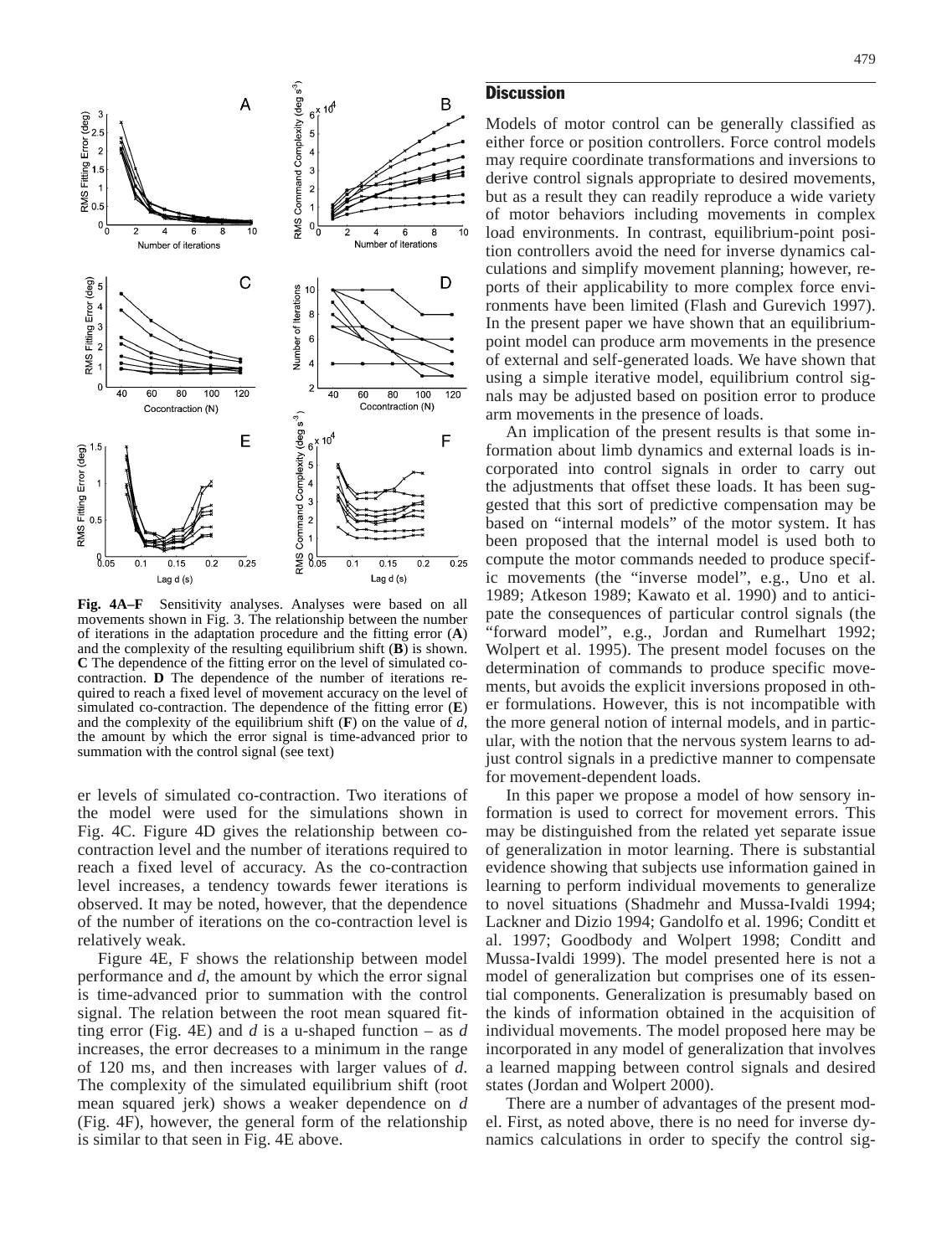A

RMS Fitting Error (deg)

Number of iterations

B

RMS Command Complexity (deg s$^{-3}$)

x 10$^4$

Number of iterations

C

RMS Fitting Error (deg)

Cocontraction (N)

D

Number of Iterations

Cocontraction (N)

E

RMS Fitting Error (deg)

Lag d (s)

F

RMS Command Complexity (deg s$^{-3}$)

x 10$^4$

Lag d (s)

**Fig. 4A–F** Sensitivity analyses. Analyses were based on all movements shown in Fig. 3. The relationship between the number of iterations in the adaptation procedure and the fitting error (**A**) and the complexity of the resulting equilibrium shift (**B**) is shown. **C** The dependence of the fitting error on the level of simulated co-contraction. **D** The dependence of the number of iterations required to reach a fixed level of movement accuracy on the level of simulated co-contraction. The dependence of the fitting error (**E**) and the complexity of the equilibrium shift (**F**) on the value of *d*, the amount by which the error signal is time-advanced prior to summation with the control signal (see text)

er levels of simulated co-contraction. Two iterations of the model were used for the simulations shown in Fig. 4C. Figure 4D gives the relationship between co-contraction level and the number of iterations required to reach a fixed level of accuracy. As the co-contraction level increases, a tendency towards fewer iterations is observed. It may be noted, however, that the dependence of the number of iterations on the co-contraction level is relatively weak.

Figure 4E, F shows the relationship between model performance and *d*, the amount by which the error signal is time-advanced prior to summation with the control signal. The relation between the root mean squared fitting error (Fig. 4E) and *d* is a u-shaped function – as *d* increases, the error decreases to a minimum in the range of 120 ms, and then increases with larger values of *d*. The complexity of the simulated equilibrium shift (root mean squared jerk) shows a weaker dependence on *d* (Fig. 4F), however, the general form of the relationship is similar to that seen in Fig. 4E above.

## Discussion

Models of motor control can be generally classified as either force or position controllers. Force control models may require coordinate transformations and inversions to derive control signals appropriate to desired movements, but as a result they can readily reproduce a wide variety of motor behaviors including movements in complex load environments. In contrast, equilibrium-point position controllers avoid the need for inverse dynamics calculations and simplify movement planning; however, reports of their applicability to more complex force environments have been limited (Flash and Gurevich 1997). In the present paper we have shown that an equilibrium-point model can produce arm movements in the presence of external and self-generated loads. We have shown that using a simple iterative model, equilibrium control signals may be adjusted based on position error to produce arm movements in the presence of loads.

An implication of the present results is that some information about limb dynamics and external loads is incorporated into control signals in order to carry out the adjustments that offset these loads. It has been suggested that this sort of predictive compensation may be based on "internal models" of the motor system. It has been proposed that the internal model is used both to compute the motor commands needed to produce specific movements (the "inverse model", e.g., Uno et al. 1989; Atkeson 1989; Kawato et al. 1990) and to anticipate the consequences of particular control signals (the "forward model", e.g., Jordan and Rumelhart 1992; Wolpert et al. 1995). The present model focuses on the determination of commands to produce specific movements, but avoids the explicit inversions proposed in other formulations. However, this is not incompatible with the more general notion of internal models, and in particular, with the notion that the nervous system learns to adjust control signals in a predictive manner to compensate for movement-dependent loads.

In this paper we propose a model of how sensory information is used to correct for movement errors. This may be distinguished from the related yet separate issue of generalization in motor learning. There is substantial evidence showing that subjects use information gained in learning to perform individual movements to generalize to novel situations (Shadmehr and Mussa-Ivaldi 1994; Lackner and Dizio 1994; Gandolfo et al. 1996; Conditt et al. 1997; Goodbody and Wolpert 1998; Conditt and Mussa-Ivaldi 1999). The model presented here is not a model of generalization but comprises one of its essential components. Generalization is presumably based on the kinds of information obtained in the acquisition of individual movements. The model proposed here may be incorporated in any model of generalization that involves a learned mapping between control signals and desired states (Jordan and Wolpert 2000).

There are a number of advantages of the present model. First, as noted above, there is no need for inverse dynamics calculations in order to specify the control sig-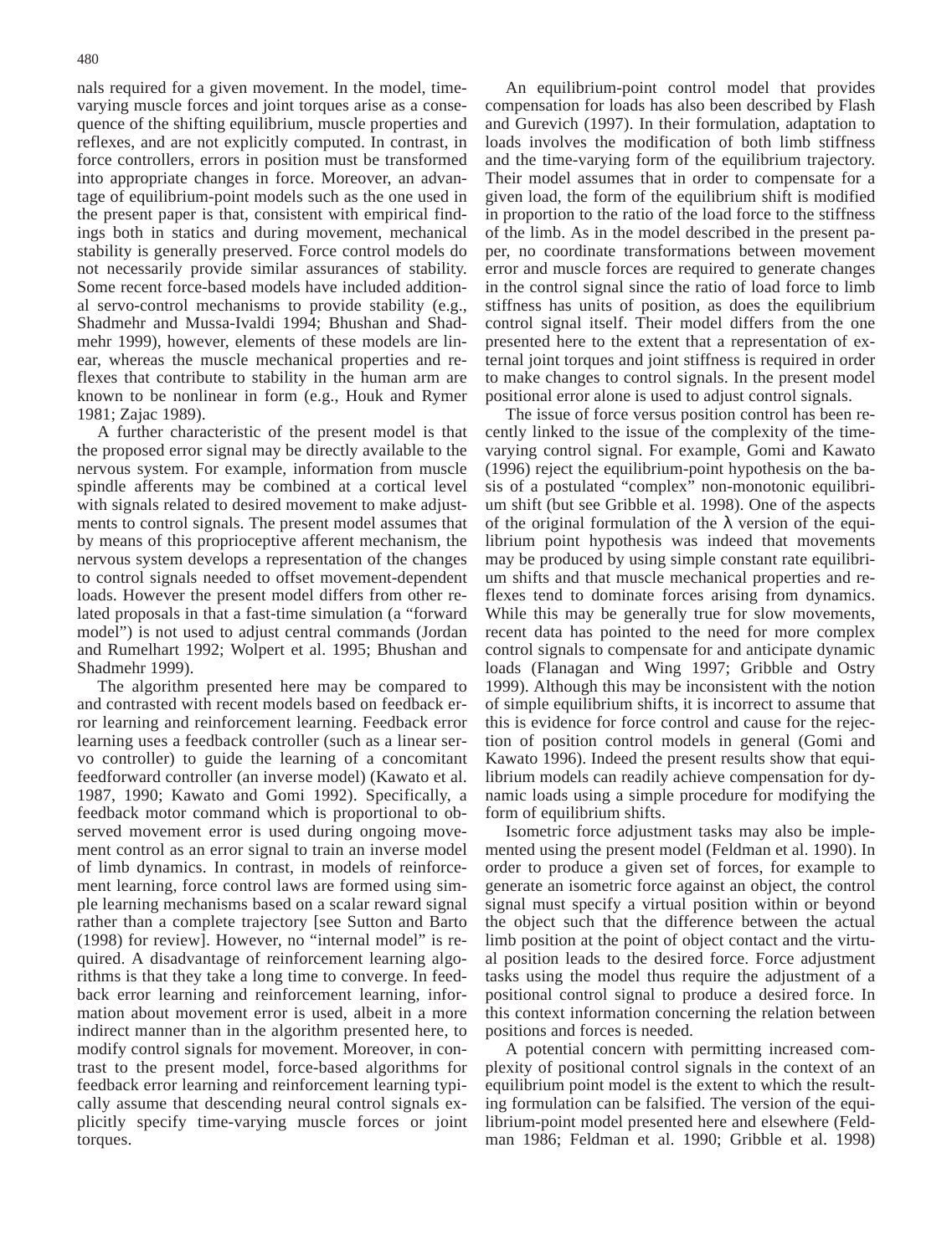nals required for a given movement. In the model, time-varying muscle forces and joint torques arise as a consequence of the shifting equilibrium, muscle properties and reflexes, and are not explicitly computed. In contrast, in force controllers, errors in position must be transformed into appropriate changes in force. Moreover, an advantage of equilibrium-point models such as the one used in the present paper is that, consistent with empirical findings both in statics and during movement, mechanical stability is generally preserved. Force control models do not necessarily provide similar assurances of stability. Some recent force-based models have included additional servo-control mechanisms to provide stability (e.g., Shadmehr and Mussa-Ivaldi 1994; Bhushan and Shadmehr 1999), however, elements of these models are linear, whereas the muscle mechanical properties and reflexes that contribute to stability in the human arm are known to be nonlinear in form (e.g., Houk and Rymer 1981; Zajac 1989).

A further characteristic of the present model is that the proposed error signal may be directly available to the nervous system. For example, information from muscle spindle afferents may be combined at a cortical level with signals related to desired movement to make adjustments to control signals. The present model assumes that by means of this proprioceptive afferent mechanism, the nervous system develops a representation of the changes to control signals needed to offset movement-dependent loads. However the present model differs from other related proposals in that a fast-time simulation (a "forward model") is not used to adjust central commands (Jordan and Rumelhart 1992; Wolpert et al. 1995; Bhushan and Shadmehr 1999).

The algorithm presented here may be compared to and contrasted with recent models based on feedback error learning and reinforcement learning. Feedback error learning uses a feedback controller (such as a linear servo controller) to guide the learning of a concomitant feedforward controller (an inverse model) (Kawato et al. 1987, 1990; Kawato and Gomi 1992). Specifically, a feedback motor command which is proportional to observed movement error is used during ongoing movement control as an error signal to train an inverse model of limb dynamics. In contrast, in models of reinforcement learning, force control laws are formed using simple learning mechanisms based on a scalar reward signal rather than a complete trajectory [see Sutton and Barto (1998) for review]. However, no "internal model" is required. A disadvantage of reinforcement learning algorithms is that they take a long time to converge. In feedback error learning and reinforcement learning, information about movement error is used, albeit in a more indirect manner than in the algorithm presented here, to modify control signals for movement. Moreover, in contrast to the present model, force-based algorithms for feedback error learning and reinforcement learning typically assume that descending neural control signals explicitly specify time-varying muscle forces or joint torques.

An equilibrium-point control model that provides compensation for loads has also been described by Flash and Gurevich (1997). In their formulation, adaptation to loads involves the modification of both limb stiffness and the time-varying form of the equilibrium trajectory. Their model assumes that in order to compensate for a given load, the form of the equilibrium shift is modified in proportion to the ratio of the load force to the stiffness of the limb. As in the model described in the present paper, no coordinate transformations between movement error and muscle forces are required to generate changes in the control signal since the ratio of load force to limb stiffness has units of position, as does the equilibrium control signal itself. Their model differs from the one presented here to the extent that a representation of external joint torques and joint stiffness is required in order to make changes to control signals. In the present model positional error alone is used to adjust control signals.

The issue of force versus position control has been recently linked to the issue of the complexity of the time-varying control signal. For example, Gomi and Kawato (1996) reject the equilibrium-point hypothesis on the basis of a postulated "complex" non-monotonic equilibrium shift (but see Gribble et al. 1998). One of the aspects of the original formulation of the $\lambda$ version of the equilibrium point hypothesis was indeed that movements may be produced by using simple constant rate equilibrium shifts and that muscle mechanical properties and reflexes tend to dominate forces arising from dynamics. While this may be generally true for slow movements, recent data has pointed to the need for more complex control signals to compensate for and anticipate dynamic loads (Flanagan and Wing 1997; Gribble and Ostry 1999). Although this may be inconsistent with the notion of simple equilibrium shifts, it is incorrect to assume that this is evidence for force control and cause for the rejection of position control models in general (Gomi and Kawato 1996). Indeed the present results show that equilibrium models can readily achieve compensation for dynamic loads using a simple procedure for modifying the form of equilibrium shifts.

Isometric force adjustment tasks may also be implemented using the present model (Feldman et al. 1990). In order to produce a given set of forces, for example to generate an isometric force against an object, the control signal must specify a virtual position within or beyond the object such that the difference between the actual limb position at the point of object contact and the virtual position leads to the desired force. Force adjustment tasks using the model thus require the adjustment of a positional control signal to produce a desired force. In this context information concerning the relation between positions and forces is needed.

A potential concern with permitting increased complexity of positional control signals in the context of an equilibrium point model is the extent to which the resulting formulation can be falsified. The version of the equilibrium-point model presented here and elsewhere (Feldman 1986; Feldman et al. 1990; Gribble et al. 1998)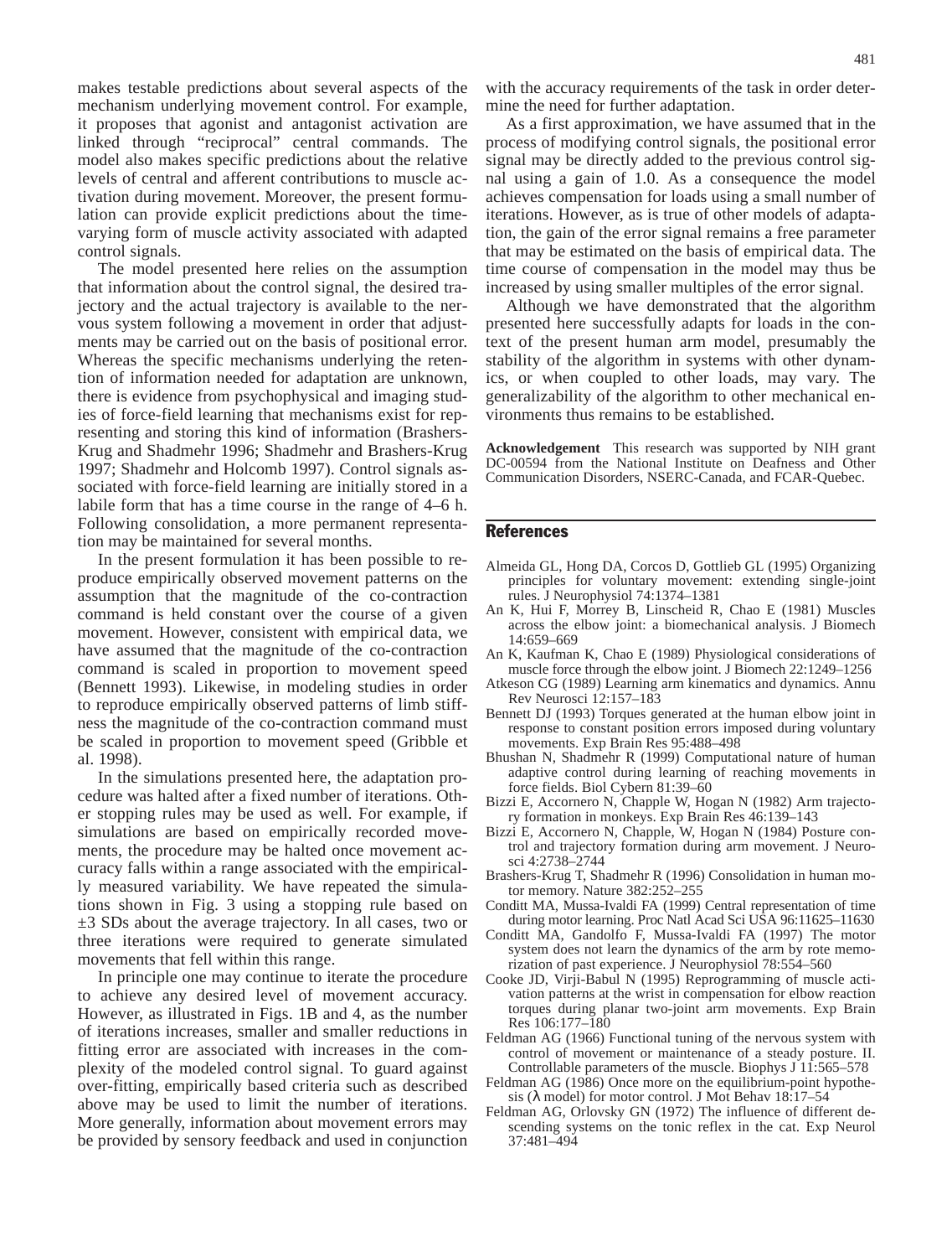makes testable predictions about several aspects of the mechanism underlying movement control. For example, it proposes that agonist and antagonist activation are linked through "reciprocal" central commands. The model also makes specific predictions about the relative levels of central and afferent contributions to muscle activation during movement. Moreover, the present formulation can provide explicit predictions about the time-varying form of muscle activity associated with adapted control signals.

The model presented here relies on the assumption that information about the control signal, the desired trajectory and the actual trajectory is available to the nervous system following a movement in order that adjustments may be carried out on the basis of positional error. Whereas the specific mechanisms underlying the retention of information needed for adaptation are unknown, there is evidence from psychophysical and imaging studies of force-field learning that mechanisms exist for representing and storing this kind of information (Brashers-Krug and Shadmehr 1996; Shadmehr and Brashers-Krug 1997; Shadmehr and Holcomb 1997). Control signals associated with force-field learning are initially stored in a labile form that has a time course in the range of 4–6 h. Following consolidation, a more permanent representation may be maintained for several months.

In the present formulation it has been possible to reproduce empirically observed movement patterns on the assumption that the magnitude of the co-contraction command is held constant over the course of a given movement. However, consistent with empirical data, we have assumed that the magnitude of the co-contraction command is scaled in proportion to movement speed (Bennett 1993). Likewise, in modeling studies in order to reproduce empirically observed patterns of limb stiffness the magnitude of the co-contraction command must be scaled in proportion to movement speed (Gribble et al. 1998).

In the simulations presented here, the adaptation procedure was halted after a fixed number of iterations. Other stopping rules may be used as well. For example, if simulations are based on empirically recorded movements, the procedure may be halted once movement accuracy falls within a range associated with the empirically measured variability. We have repeated the simulations shown in Fig. 3 using a stopping rule based on ±3 SDs about the average trajectory. In all cases, two or three iterations were required to generate simulated movements that fell within this range.

In principle one may continue to iterate the procedure to achieve any desired level of movement accuracy. However, as illustrated in Figs. 1B and 4, as the number of iterations increases, smaller and smaller reductions in fitting error are associated with increases in the complexity of the modeled control signal. To guard against over-fitting, empirically based criteria such as described above may be used to limit the number of iterations. More generally, information about movement errors may be provided by sensory feedback and used in conjunction with the accuracy requirements of the task in order determine the need for further adaptation.

As a first approximation, we have assumed that in the process of modifying control signals, the positional error signal may be directly added to the previous control signal using a gain of 1.0. As a consequence the model achieves compensation for loads using a small number of iterations. However, as is true of other models of adaptation, the gain of the error signal remains a free parameter that may be estimated on the basis of empirical data. The time course of compensation in the model may thus be increased by using smaller multiples of the error signal.

Although we have demonstrated that the algorithm presented here successfully adapts for loads in the context of the present human arm model, presumably the stability of the algorithm in systems with other dynamics, or when coupled to other loads, may vary. The generalizability of the algorithm to other mechanical environments thus remains to be established.

**Acknowledgement** This research was supported by NIH grant DC-00594 from the National Institute on Deafness and Other Communication Disorders, NSERC-Canada, and FCAR-Quebec.

## References

Almeida GL, Hong DA, Corcos D, Gottlieb GL (1995) Organizing principles for voluntary movement: extending single-joint rules. J Neurophysiol 74:1374–1381

An K, Hui F, Morrey B, Linscheid R, Chao E (1981) Muscles across the elbow joint: a biomechanical analysis. J Biomech 14:659–669

An K, Kaufman K, Chao E (1989) Physiological considerations of muscle force through the elbow joint. J Biomech 22:1249–1256

Atkeson CG (1989) Learning arm kinematics and dynamics. Annu Rev Neurosci 12:157–183

Bennett DJ (1993) Torques generated at the human elbow joint in response to constant position errors imposed during voluntary movements. Exp Brain Res 95:488–498

Bhushan N, Shadmehr R (1999) Computational nature of human adaptive control during learning of reaching movements in force fields. Biol Cybern 81:39–60

Bizzi E, Accornero N, Chapple W, Hogan N (1982) Arm trajectory formation in monkeys. Exp Brain Res 46:139–143

Bizzi E, Accornero N, Chapple, W, Hogan N (1984) Posture control and trajectory formation during arm movement. J Neurosci 4:2738–2744

Brashers-Krug T, Shadmehr R (1996) Consolidation in human motor memory. Nature 382:252–255

Conditt MA, Mussa-Ivaldi FA (1999) Central representation of time during motor learning. Proc Natl Acad Sci USA 96:11625–11630

Conditt MA, Gandolfo F, Mussa-Ivaldi FA (1997) The motor system does not learn the dynamics of the arm by rote memorization of past experience. J Neurophysiol 78:554–560

Cooke JD, Virji-Babul N (1995) Reprogramming of muscle activation patterns at the wrist in compensation for elbow reaction torques during planar two-joint arm movements. Exp Brain Res 106:177–180

Feldman AG (1966) Functional tuning of the nervous system with control of movement or maintenance of a steady posture. II. Controllable parameters of the muscle. Biophys J 11:565–578

Feldman AG (1986) Once more on the equilibrium-point hypothesis ($\lambda$ model) for motor control. J Mot Behav 18:17–54

Feldman AG, Orlovsky GN (1972) The influence of different descending systems on the tonic reflex in the cat. Exp Neurol 37:481–494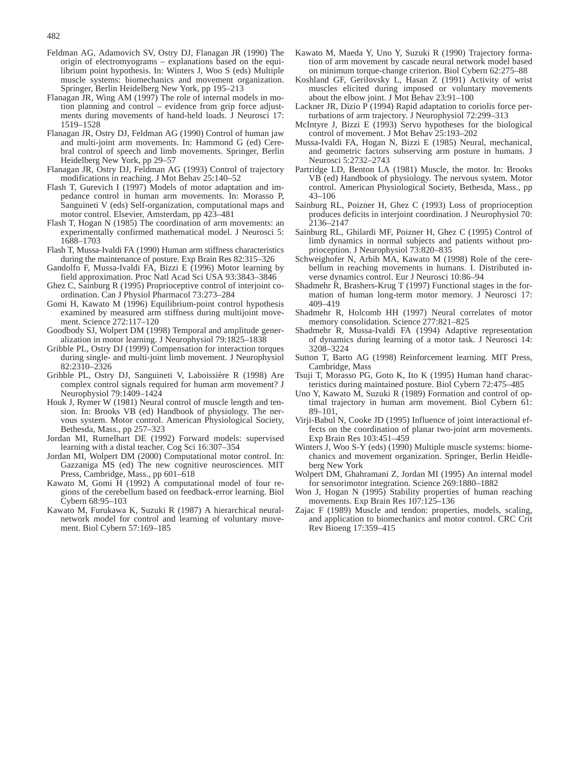Feldman AG, Adamovich SV, Ostry DJ, Flanagan JR (1990) The origin of electromyograms – explanations based on the equilibrium point hypothesis. In: Winters J, Woo S (eds) Multiple muscle systems: biomechanics and movement organization. Springer, Berlin Heidelberg New York, pp 195–213

Flanagan JR, Wing AM (1997) The role of internal models in motion planning and control – evidence from grip force adjustments during movements of hand-held loads. J Neurosci 17: 1519–1528

Flanagan JR, Ostry DJ, Feldman AG (1990) Control of human jaw and multi-joint arm movements. In: Hammond G (ed) Cerebral control of speech and limb movements. Springer, Berlin Heidelberg New York, pp 29–57

Flanagan JR, Ostry DJ, Feldman AG (1993) Control of trajectory modifications in reaching. J Mot Behav 25:140–52

Flash T, Gurevich I (1997) Models of motor adaptation and impedance control in human arm movements. In: Morasso P, Sanguineti V (eds) Self-organization, computational maps and motor control. Elsevier, Amsterdam, pp 423–481

Flash T, Hogan N (1985) The coordination of arm movements: an experimentally confirmed mathematical model. J Neurosci 5: 1688–1703

Flash T, Mussa-Ivaldi FA (1990) Human arm stiffness characteristics during the maintenance of posture. Exp Brain Res 82:315–326

Gandolfo F, Mussa-Ivaldi FA, Bizzi E (1996) Motor learning by field approximation. Proc Natl Acad Sci USA 93:3843–3846

Ghez C, Sainburg R (1995) Proprioceptive control of interjoint coordination. Can J Physiol Pharmacol 73:273–284

Gomi H, Kawato M (1996) Equilibrium-point control hypothesis examined by measured arm stiffness during multijoint movement. Science 272:117–120

Goodbody SJ, Wolpert DM (1998) Temporal and amplitude generalization in motor learning. J Neurophysiol 79:1825–1838

Gribble PL, Ostry DJ (1999) Compensation for interaction torques during single- and multi-joint limb movement. J Neurophysiol 82:2310–2326

Gribble PL, Ostry DJ, Sanguineti V, Laboissière R (1998) Are complex control signals required for human arm movement? J Neurophysiol 79:1409–1424

Houk J, Rymer W (1981) Neural control of muscle length and tension. In: Brooks VB (ed) Handbook of physiology. The nervous system. Motor control. American Physiological Society, Bethesda, Mass., pp 257–323

Jordan MI, Rumelhart DE (1992) Forward models: supervised learning with a distal teacher. Cog Sci 16:307–354

Jordan MI, Wolpert DM (2000) Computational motor control. In: Gazzaniga MS (ed) The new cognitive neurosciences. MIT Press, Cambridge, Mass., pp 601–618

Kawato M, Gomi H (1992) A computational model of four regions of the cerebellum based on feedback-error learning. Biol Cybern 68:95–103

Kawato M, Furukawa K, Suzuki R (1987) A hierarchical neural-network model for control and learning of voluntary movement. Biol Cybern 57:169–185

Kawato M, Maeda Y, Uno Y, Suzuki R (1990) Trajectory formation of arm movement by cascade neural network model based on minimum torque-change criterion. Biol Cybern 62:275–88

Koshland GF, Gerilovsky L, Hasan Z (1991) Activity of wrist muscles elicited during imposed or voluntary movements about the elbow joint. J Mot Behav 23:91–100

Lackner JR, Dizio P (1994) Rapid adaptation to coriolis force perturbations of arm trajectory. J Neurophysiol 72:299–313

McIntyre J, Bizzi E (1993) Servo hypotheses for the biological control of movement. J Mot Behav 25:193–202

Mussa-Ivaldi FA, Hogan N, Bizzi E (1985) Neural, mechanical, and geometric factors subserving arm posture in humans. J Neurosci 5:2732–2743

Partridge LD, Benton LA (1981) Muscle, the motor. In: Brooks VB (ed) Handbook of physiology. The nervous system. Motor control. American Physiological Society, Bethesda, Mass., pp 43–106

Sainburg RL, Poizner H, Ghez C (1993) Loss of proprioception produces deficits in interjoint coordination. J Neurophysiol 70: 2136–2147

Sainburg RL, Ghilardi MF, Poizner H, Ghez C (1995) Control of limb dynamics in normal subjects and patients without proprioception. J Neurophysiol 73:820–835

Schweighofer N, Arbib MA, Kawato M (1998) Role of the cerebellum in reaching movements in humans. I. Distributed inverse dynamics control. Eur J Neurosci 10:86–94

Shadmehr R, Brashers-Krug T (1997) Functional stages in the formation of human long-term motor memory. J Neurosci 17: 409–419

Shadmehr R, Holcomb HH (1997) Neural correlates of motor memory consolidation. Science 277:821–825

Shadmehr R, Mussa-Ivaldi FA (1994) Adaptive representation of dynamics during learning of a motor task. J Neurosci 14: 3208–3224

Sutton T, Barto AG (1998) Reinforcement learning. MIT Press, Cambridge, Mass

Tsuji T, Morasso PG, Goto K, Ito K (1995) Human hand characteristics during maintained posture. Biol Cybern 72:475–485

Uno Y, Kawato M, Suzuki R (1989) Formation and control of optimal trajectory in human arm movement. Biol Cybern 61: 89–101,

Virji-Babul N, Cooke JD (1995) Influence of joint interactional effects on the coordination of planar two-joint arm movements. Exp Brain Res 103:451–459

Winters J, Woo S-Y (eds) (1990) Multiple muscle systems: biomechanics and movement organization. Springer, Berlin Heidleberg New York

Wolpert DM, Ghahramani Z, Jordan MI (1995) An internal model for sensorimotor integration. Science 269:1880–1882

Won J, Hogan N (1995) Stability properties of human reaching movements. Exp Brain Res 107:125–136

Zajac F (1989) Muscle and tendon: properties, models, scaling, and application to biomechanics and motor control. CRC Crit Rev Bioeng 17:359–415